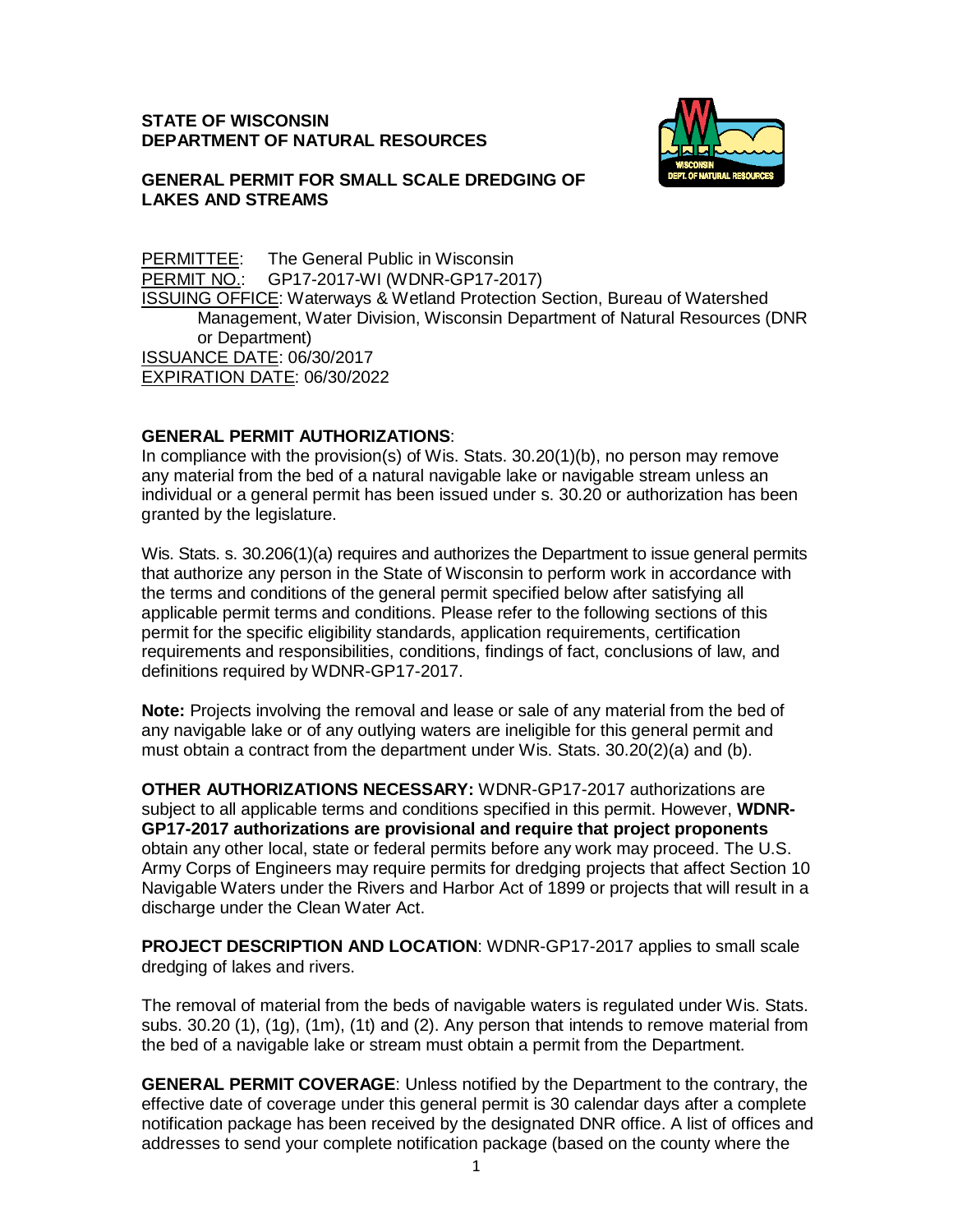**STATE OF WISCONSIN**
**DEPARTMENT OF NATURAL RESOURCES**

**GENERAL PERMIT FOR SMALL SCALE DREDGING OF LAKES AND STREAMS**

PERMITTEE: The General Public in Wisconsin
PERMIT NO.: GP17-2017-WI (WDNR-GP17-2017)
ISSUING OFFICE: Waterways & Wetland Protection Section, Bureau of Watershed Management, Water Division, Wisconsin Department of Natural Resources (DNR or Department)
ISSUANCE DATE: 06/30/2017
EXPIRATION DATE: 06/30/2022

**GENERAL PERMIT AUTHORIZATIONS**:
In compliance with the provision(s) of Wis. Stats. 30.20(1)(b), no person may remove any material from the bed of a natural navigable lake or navigable stream unless an individual or a general permit has been issued under s. 30.20 or authorization has been granted by the legislature.

Wis. Stats. s. 30.206(1)(a) requires and authorizes the Department to issue general permits that authorize any person in the State of Wisconsin to perform work in accordance with the terms and conditions of the general permit specified below after satisfying all applicable permit terms and conditions. Please refer to the following sections of this permit for the specific eligibility standards, application requirements, certification requirements and responsibilities, conditions, findings of fact, conclusions of law, and definitions required by WDNR-GP17-2017.

**Note:** Projects involving the removal and lease or sale of any material from the bed of any navigable lake or of any outlying waters are ineligible for this general permit and must obtain a contract from the department under Wis. Stats. 30.20(2)(a) and (b).

**OTHER AUTHORIZATIONS NECESSARY:** WDNR-GP17-2017 authorizations are subject to all applicable terms and conditions specified in this permit. However, **WDNR-GP17-2017 authorizations are provisional and require that project proponents** obtain any other local, state or federal permits before any work may proceed. The U.S. Army Corps of Engineers may require permits for dredging projects that affect Section 10 Navigable Waters under the Rivers and Harbor Act of 1899 or projects that will result in a discharge under the Clean Water Act.

**PROJECT DESCRIPTION AND LOCATION**: WDNR-GP17-2017 applies to small scale dredging of lakes and rivers.

The removal of material from the beds of navigable waters is regulated under Wis. Stats. subs. 30.20 (1), (1g), (1m), (1t) and (2). Any person that intends to remove material from the bed of a navigable lake or stream must obtain a permit from the Department.

**GENERAL PERMIT COVERAGE**: Unless notified by the Department to the contrary, the effective date of coverage under this general permit is 30 calendar days after a complete notification package has been received by the designated DNR office. A list of offices and addresses to send your complete notification package (based on the county where the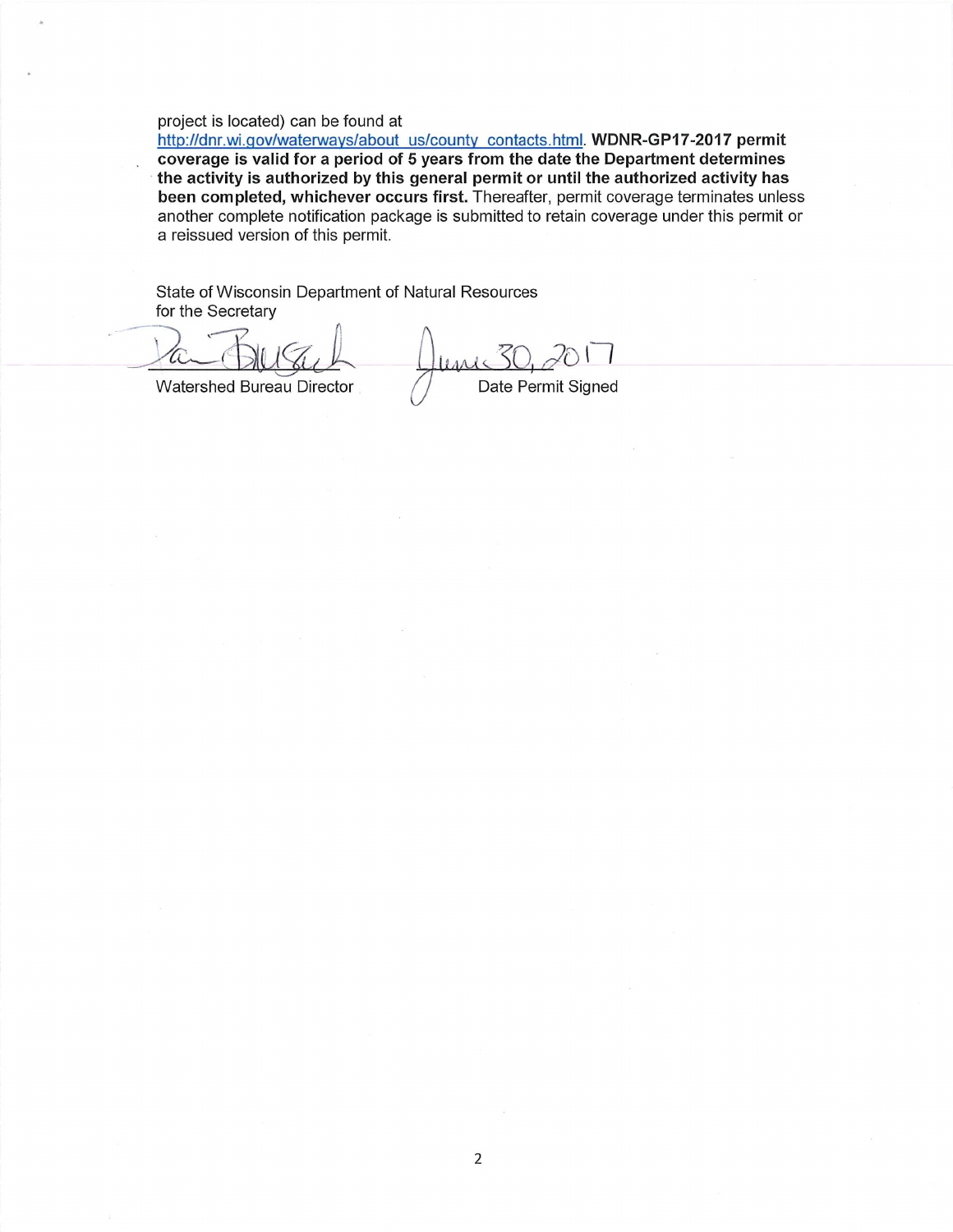project is located) can be found at http://dnr.wi.gov/waterways/about_us/county_contacts.html. **WDNR-GP17-2017 permit coverage is valid for a period of 5 years from the date the Department determines the activity is authorized by this general permit or until the authorized activity has been completed, whichever occurs first.** Thereafter, permit coverage terminates unless another complete notification package is submitted to retain coverage under this permit or a reissued version of this permit.

State of Wisconsin Department of Natural Resources
for the Secretary

Watershed Bureau Director

June 30, 2017
Date Permit Signed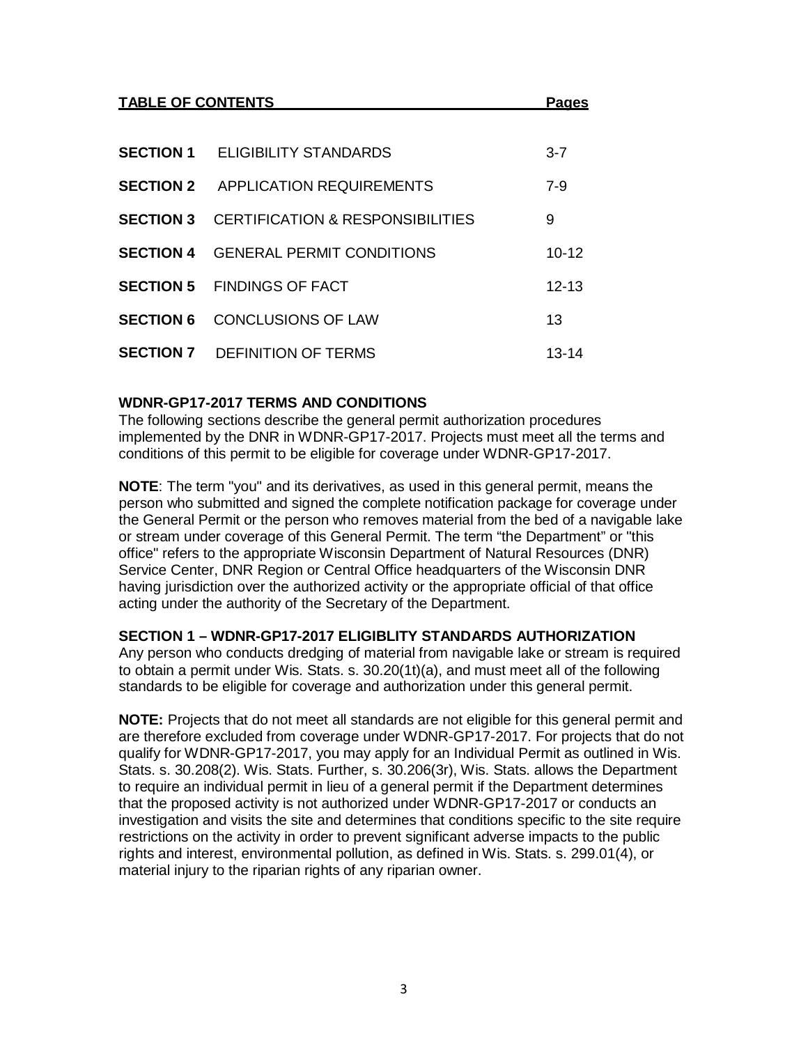## TABLE OF CONTENTS

| | | Pages |
|---|---|---|
| **SECTION 1** | ELIGIBILITY STANDARDS | 3-7 |
| **SECTION 2** | APPLICATION REQUIREMENTS | 7-9 |
| **SECTION 3** | CERTIFICATION & RESPONSIBILITIES | 9 |
| **SECTION 4** | GENERAL PERMIT CONDITIONS | 10-12 |
| **SECTION 5** | FINDINGS OF FACT | 12-13 |
| **SECTION 6** | CONCLUSIONS OF LAW | 13 |
| **SECTION 7** | DEFINITION OF TERMS | 13-14 |

## WDNR-GP17-2017 TERMS AND CONDITIONS

The following sections describe the general permit authorization procedures implemented by the DNR in WDNR-GP17-2017. Projects must meet all the terms and conditions of this permit to be eligible for coverage under WDNR-GP17-2017.

**NOTE**: The term "you" and its derivatives, as used in this general permit, means the person who submitted and signed the complete notification package for coverage under the General Permit or the person who removes material from the bed of a navigable lake or stream under coverage of this General Permit. The term "the Department" or "this office" refers to the appropriate Wisconsin Department of Natural Resources (DNR) Service Center, DNR Region or Central Office headquarters of the Wisconsin DNR having jurisdiction over the authorized activity or the appropriate official of that office acting under the authority of the Secretary of the Department.

## SECTION 1 – WDNR-GP17-2017 ELIGIBLITY STANDARDS AUTHORIZATION

Any person who conducts dredging of material from navigable lake or stream is required to obtain a permit under Wis. Stats. s. 30.20(1t)(a), and must meet all of the following standards to be eligible for coverage and authorization under this general permit.

**NOTE:** Projects that do not meet all standards are not eligible for this general permit and are therefore excluded from coverage under WDNR-GP17-2017. For projects that do not qualify for WDNR-GP17-2017, you may apply for an Individual Permit as outlined in Wis. Stats. s. 30.208(2). Wis. Stats. Further, s. 30.206(3r), Wis. Stats. allows the Department to require an individual permit in lieu of a general permit if the Department determines that the proposed activity is not authorized under WDNR-GP17-2017 or conducts an investigation and visits the site and determines that conditions specific to the site require restrictions on the activity in order to prevent significant adverse impacts to the public rights and interest, environmental pollution, as defined in Wis. Stats. s. 299.01(4), or material injury to the riparian rights of any riparian owner.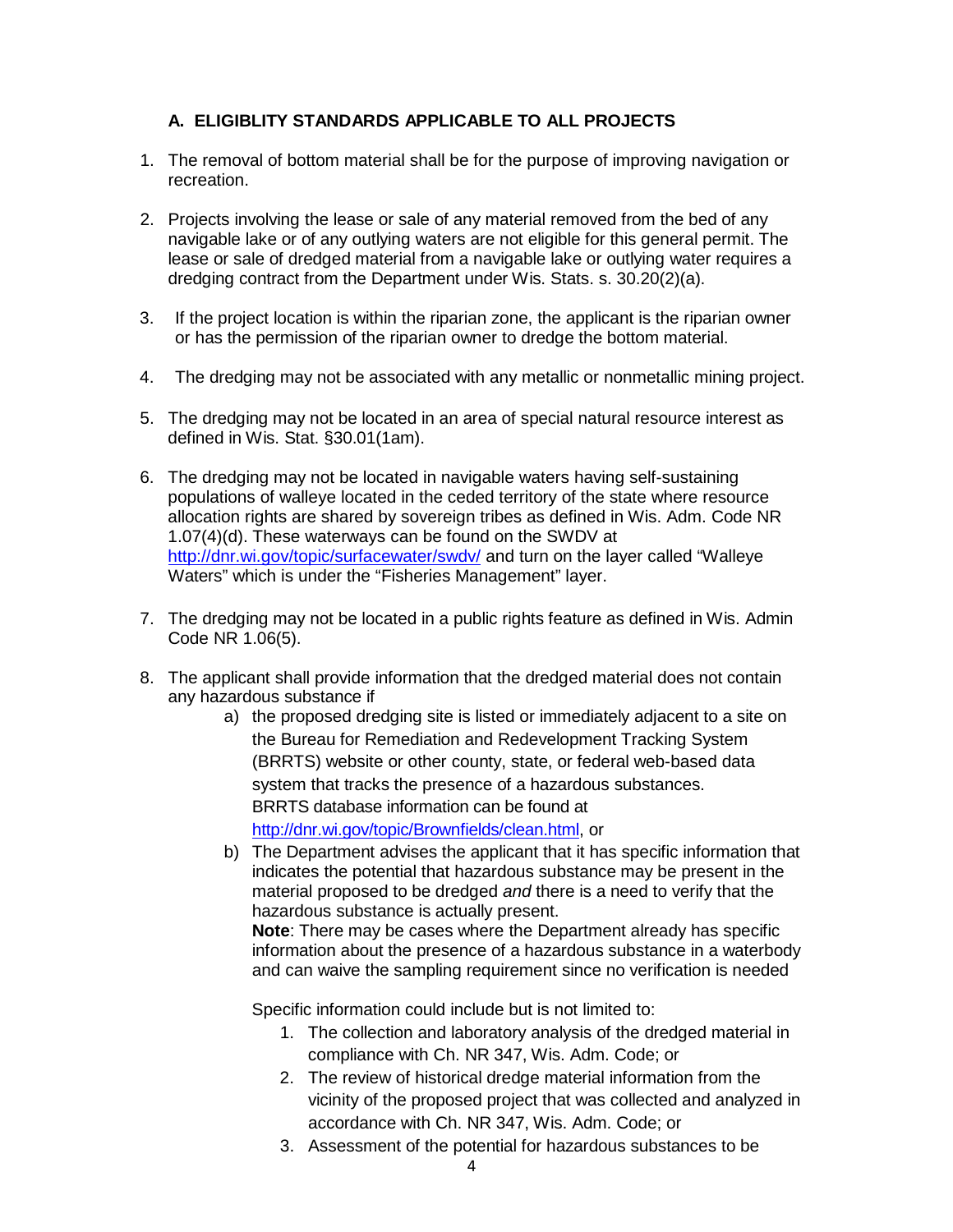### A. ELIGIBLITY STANDARDS APPLICABLE TO ALL PROJECTS

1. The removal of bottom material shall be for the purpose of improving navigation or recreation.

2. Projects involving the lease or sale of any material removed from the bed of any navigable lake or of any outlying waters are not eligible for this general permit. The lease or sale of dredged material from a navigable lake or outlying water requires a dredging contract from the Department under Wis. Stats. s. 30.20(2)(a).

3. If the project location is within the riparian zone, the applicant is the riparian owner or has the permission of the riparian owner to dredge the bottom material.

4. The dredging may not be associated with any metallic or nonmetallic mining project.

5. The dredging may not be located in an area of special natural resource interest as defined in Wis. Stat. §30.01(1am).

6. The dredging may not be located in navigable waters having self-sustaining populations of walleye located in the ceded territory of the state where resource allocation rights are shared by sovereign tribes as defined in Wis. Adm. Code NR 1.07(4)(d). These waterways can be found on the SWDV at [http://dnr.wi.gov/topic/surfacewater/swdv/](http://dnr.wi.gov/topic/surfacewater/swdv/) and turn on the layer called "Walleye Waters" which is under the "Fisheries Management" layer.

7. The dredging may not be located in a public rights feature as defined in Wis. Admin Code NR 1.06(5).

8. The applicant shall provide information that the dredged material does not contain any hazardous substance if
   a) the proposed dredging site is listed or immediately adjacent to a site on the Bureau for Remediation and Redevelopment Tracking System (BRRTS) website or other county, state, or federal web-based data system that tracks the presence of a hazardous substances. BRRTS database information can be found at [http://dnr.wi.gov/topic/Brownfields/clean.html](http://dnr.wi.gov/topic/Brownfields/clean.html), or
   b) The Department advises the applicant that it has specific information that indicates the potential that hazardous substance may be present in the material proposed to be dredged *and* there is a need to verify that the hazardous substance is actually present.
      **Note**: There may be cases where the Department already has specific information about the presence of a hazardous substance in a waterbody and can waive the sampling requirement since no verification is needed

      Specific information could include but is not limited to:
      1. The collection and laboratory analysis of the dredged material in compliance with Ch. NR 347, Wis. Adm. Code; or
      2. The review of historical dredge material information from the vicinity of the proposed project that was collected and analyzed in accordance with Ch. NR 347, Wis. Adm. Code; or
      3. Assessment of the potential for hazardous substances to be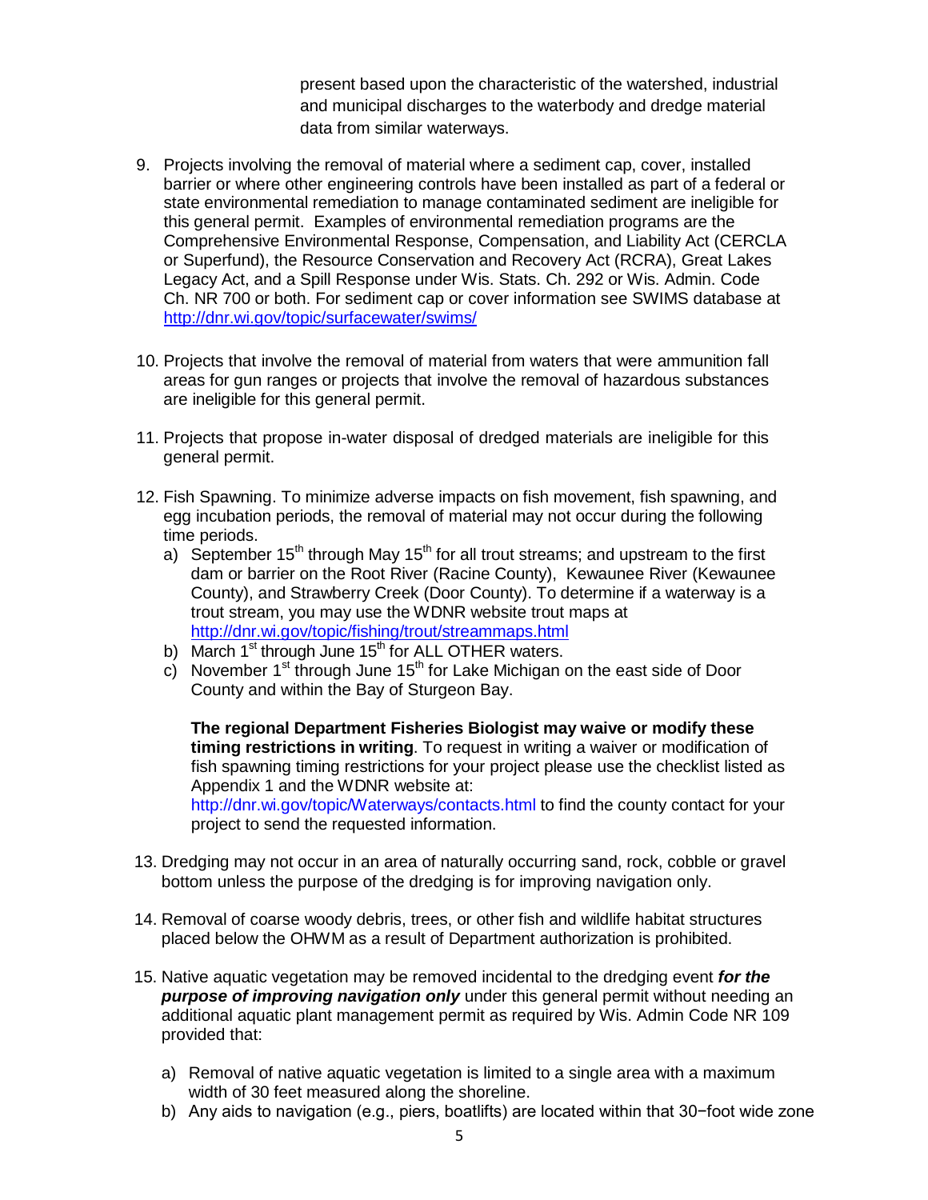present based upon the characteristic of the watershed, industrial and municipal discharges to the waterbody and dredge material data from similar waterways.

9. Projects involving the removal of material where a sediment cap, cover, installed barrier or where other engineering controls have been installed as part of a federal or state environmental remediation to manage contaminated sediment are ineligible for this general permit. Examples of environmental remediation programs are the Comprehensive Environmental Response, Compensation, and Liability Act (CERCLA or Superfund), the Resource Conservation and Recovery Act (RCRA), Great Lakes Legacy Act, and a Spill Response under Wis. Stats. Ch. 292 or Wis. Admin. Code Ch. NR 700 or both. For sediment cap or cover information see SWIMS database at http://dnr.wi.gov/topic/surfacewater/swims/

10. Projects that involve the removal of material from waters that were ammunition fall areas for gun ranges or projects that involve the removal of hazardous substances are ineligible for this general permit.

11. Projects that propose in-water disposal of dredged materials are ineligible for this general permit.

12. Fish Spawning. To minimize adverse impacts on fish movement, fish spawning, and egg incubation periods, the removal of material may not occur during the following time periods.
    a) September 15th through May 15th for all trout streams; and upstream to the first dam or barrier on the Root River (Racine County), Kewaunee River (Kewaunee County), and Strawberry Creek (Door County). To determine if a waterway is a trout stream, you may use the WDNR website trout maps at http://dnr.wi.gov/topic/fishing/trout/streammaps.html
    b) March 1st through June 15th for ALL OTHER waters.
    c) November 1st through June 15th for Lake Michigan on the east side of Door County and within the Bay of Sturgeon Bay.

    **The regional Department Fisheries Biologist may waive or modify these timing restrictions in writing**. To request in writing a waiver or modification of fish spawning timing restrictions for your project please use the checklist listed as Appendix 1 and the WDNR website at: http://dnr.wi.gov/topic/Waterways/contacts.html to find the county contact for your project to send the requested information.

13. Dredging may not occur in an area of naturally occurring sand, rock, cobble or gravel bottom unless the purpose of the dredging is for improving navigation only.

14. Removal of coarse woody debris, trees, or other fish and wildlife habitat structures placed below the OHWM as a result of Department authorization is prohibited.

15. Native aquatic vegetation may be removed incidental to the dredging event ***for the purpose of improving navigation only*** under this general permit without needing an additional aquatic plant management permit as required by Wis. Admin Code NR 109 provided that:

    a) Removal of native aquatic vegetation is limited to a single area with a maximum width of 30 feet measured along the shoreline.
    b) Any aids to navigation (e.g., piers, boatlifts) are located within that 30−foot wide zone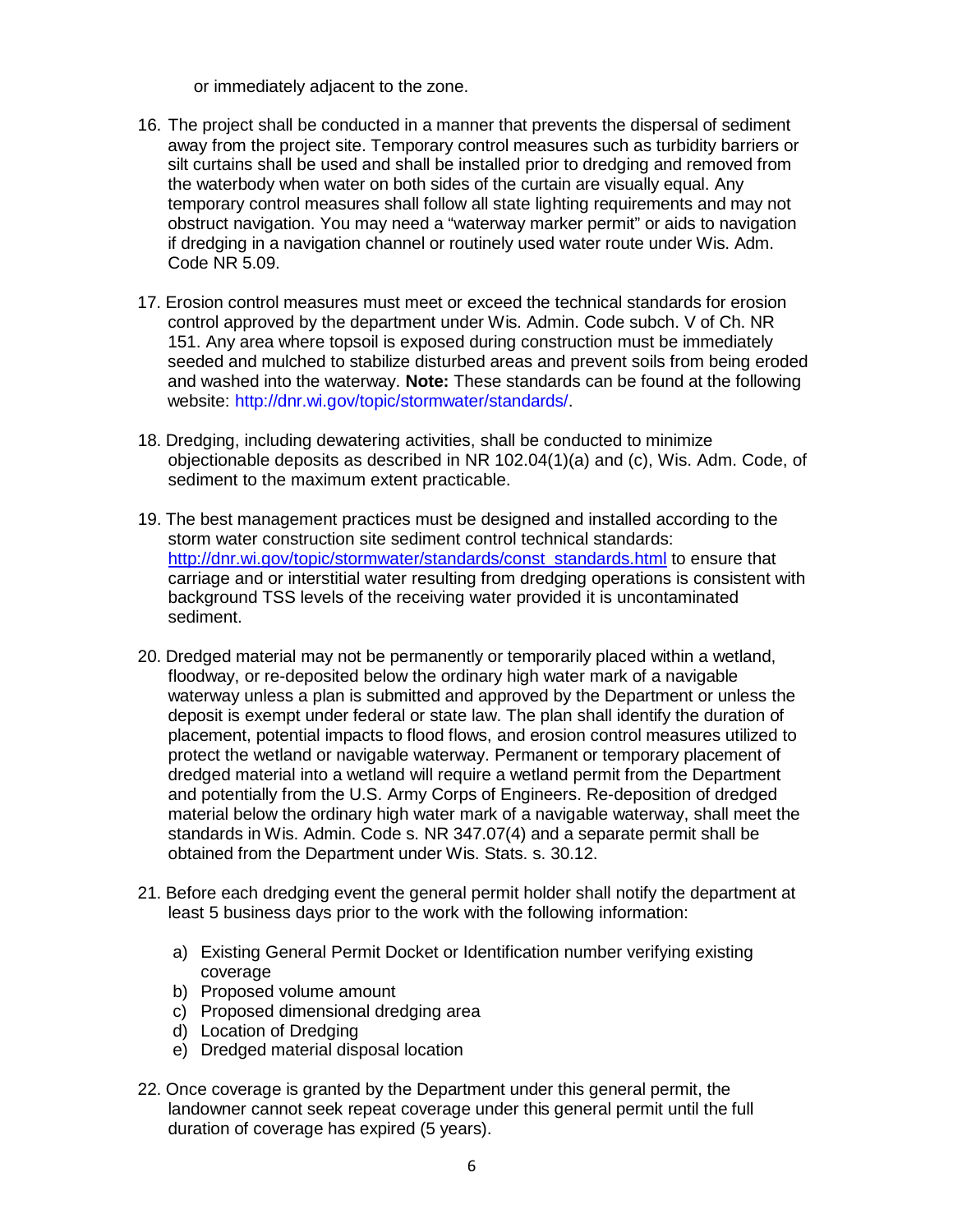or immediately adjacent to the zone.

16. The project shall be conducted in a manner that prevents the dispersal of sediment away from the project site. Temporary control measures such as turbidity barriers or silt curtains shall be used and shall be installed prior to dredging and removed from the waterbody when water on both sides of the curtain are visually equal. Any temporary control measures shall follow all state lighting requirements and may not obstruct navigation. You may need a "waterway marker permit" or aids to navigation if dredging in a navigation channel or routinely used water route under Wis. Adm. Code NR 5.09.

17. Erosion control measures must meet or exceed the technical standards for erosion control approved by the department under Wis. Admin. Code subch. V of Ch. NR 151. Any area where topsoil is exposed during construction must be immediately seeded and mulched to stabilize disturbed areas and prevent soils from being eroded and washed into the waterway. **Note:** These standards can be found at the following website: http://dnr.wi.gov/topic/stormwater/standards/.

18. Dredging, including dewatering activities, shall be conducted to minimize objectionable deposits as described in NR 102.04(1)(a) and (c), Wis. Adm. Code, of sediment to the maximum extent practicable.

19. The best management practices must be designed and installed according to the storm water construction site sediment control technical standards: http://dnr.wi.gov/topic/stormwater/standards/const_standards.html to ensure that carriage and or interstitial water resulting from dredging operations is consistent with background TSS levels of the receiving water provided it is uncontaminated sediment.

20. Dredged material may not be permanently or temporarily placed within a wetland, floodway, or re-deposited below the ordinary high water mark of a navigable waterway unless a plan is submitted and approved by the Department or unless the deposit is exempt under federal or state law. The plan shall identify the duration of placement, potential impacts to flood flows, and erosion control measures utilized to protect the wetland or navigable waterway. Permanent or temporary placement of dredged material into a wetland will require a wetland permit from the Department and potentially from the U.S. Army Corps of Engineers. Re-deposition of dredged material below the ordinary high water mark of a navigable waterway, shall meet the standards in Wis. Admin. Code s. NR 347.07(4) and a separate permit shall be obtained from the Department under Wis. Stats. s. 30.12.

21. Before each dredging event the general permit holder shall notify the department at least 5 business days prior to the work with the following information:

    a) Existing General Permit Docket or Identification number verifying existing coverage
    b) Proposed volume amount
    c) Proposed dimensional dredging area
    d) Location of Dredging
    e) Dredged material disposal location

22. Once coverage is granted by the Department under this general permit, the landowner cannot seek repeat coverage under this general permit until the full duration of coverage has expired (5 years).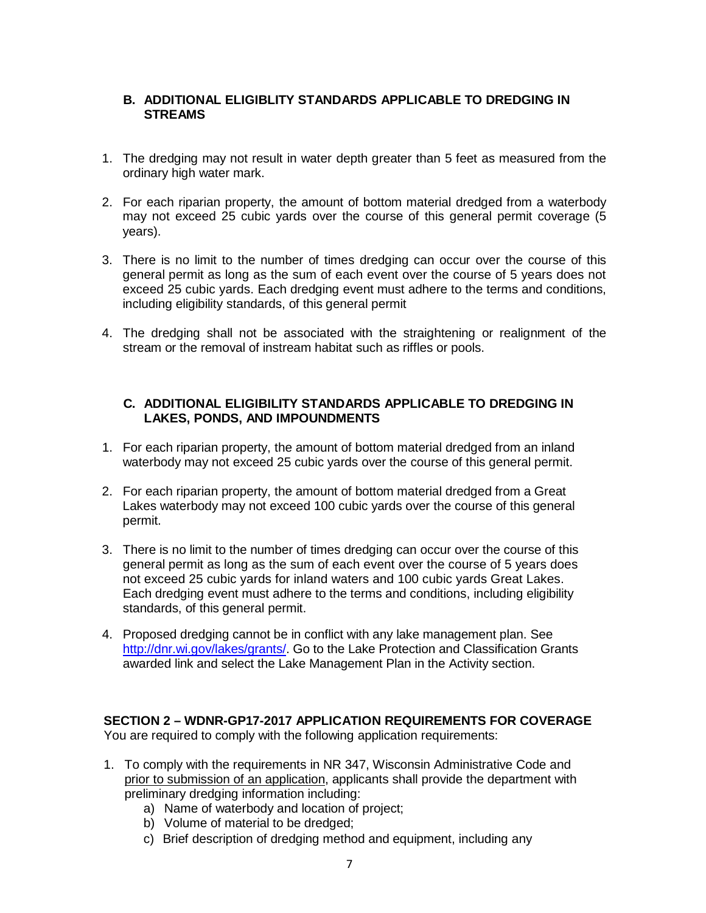### B. ADDITIONAL ELIGIBLITY STANDARDS APPLICABLE TO DREDGING IN STREAMS

1. The dredging may not result in water depth greater than 5 feet as measured from the ordinary high water mark.
2. For each riparian property, the amount of bottom material dredged from a waterbody may not exceed 25 cubic yards over the course of this general permit coverage (5 years).
3. There is no limit to the number of times dredging can occur over the course of this general permit as long as the sum of each event over the course of 5 years does not exceed 25 cubic yards. Each dredging event must adhere to the terms and conditions, including eligibility standards, of this general permit
4. The dredging shall not be associated with the straightening or realignment of the stream or the removal of instream habitat such as riffles or pools.

### C. ADDITIONAL ELIGIBILITY STANDARDS APPLICABLE TO DREDGING IN LAKES, PONDS, AND IMPOUNDMENTS

1. For each riparian property, the amount of bottom material dredged from an inland waterbody may not exceed 25 cubic yards over the course of this general permit.
2. For each riparian property, the amount of bottom material dredged from a Great Lakes waterbody may not exceed 100 cubic yards over the course of this general permit.
3. There is no limit to the number of times dredging can occur over the course of this general permit as long as the sum of each event over the course of 5 years does not exceed 25 cubic yards for inland waters and 100 cubic yards Great Lakes. Each dredging event must adhere to the terms and conditions, including eligibility standards, of this general permit.
4. Proposed dredging cannot be in conflict with any lake management plan. See [http://dnr.wi.gov/lakes/grants/](http://dnr.wi.gov/lakes/grants/). Go to the Lake Protection and Classification Grants awarded link and select the Lake Management Plan in the Activity section.

## SECTION 2 – WDNR-GP17-2017 APPLICATION REQUIREMENTS FOR COVERAGE

You are required to comply with the following application requirements:

1. To comply with the requirements in NR 347, Wisconsin Administrative Code and prior to submission of an application, applicants shall provide the department with preliminary dredging information including:
   a) Name of waterbody and location of project;
   b) Volume of material to be dredged;
   c) Brief description of dredging method and equipment, including any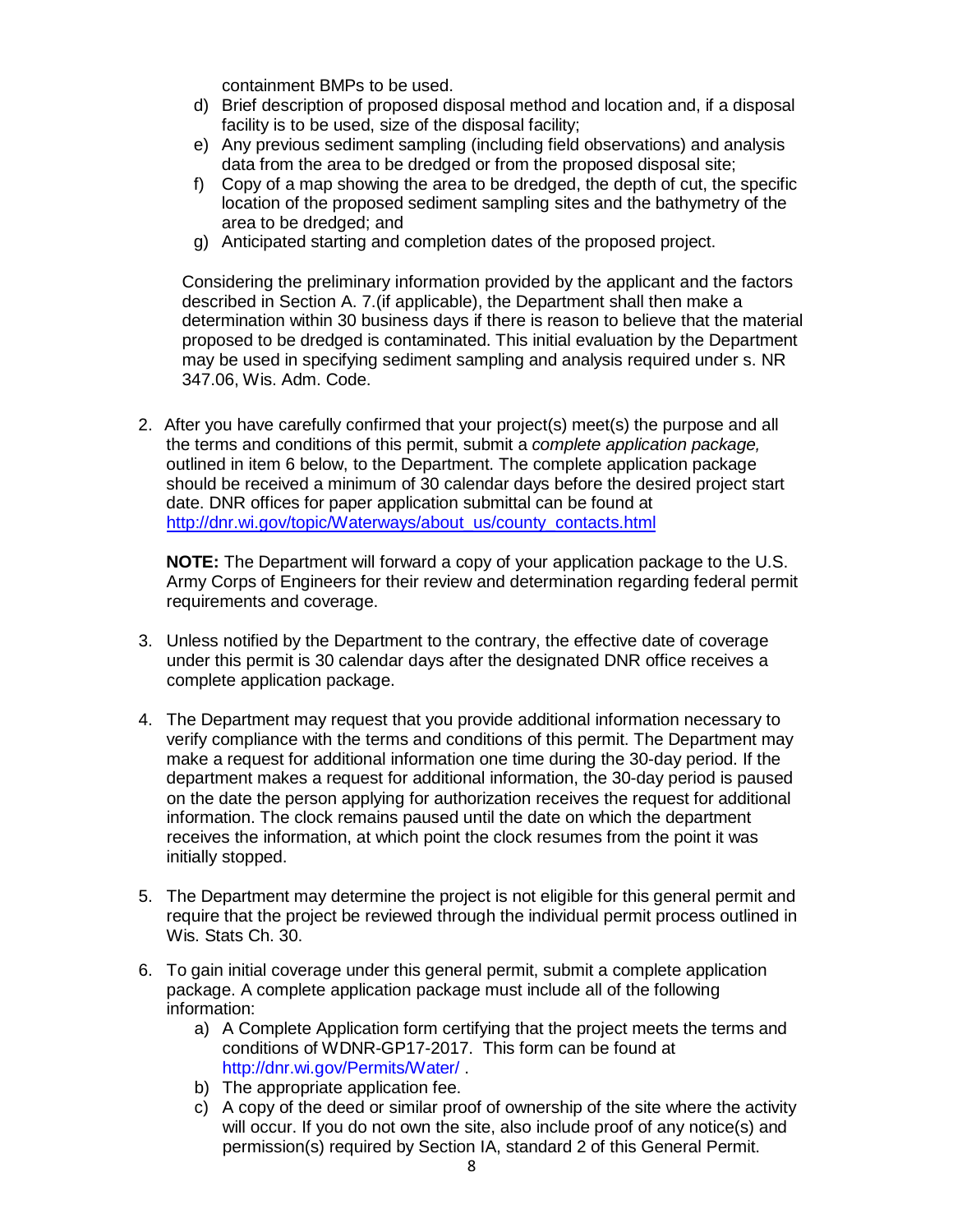containment BMPs to be used.

d) Brief description of proposed disposal method and location and, if a disposal facility is to be used, size of the disposal facility;
e) Any previous sediment sampling (including field observations) and analysis data from the area to be dredged or from the proposed disposal site;
f) Copy of a map showing the area to be dredged, the depth of cut, the specific location of the proposed sediment sampling sites and the bathymetry of the area to be dredged; and
g) Anticipated starting and completion dates of the proposed project.

Considering the preliminary information provided by the applicant and the factors described in Section A. 7.(if applicable), the Department shall then make a determination within 30 business days if there is reason to believe that the material proposed to be dredged is contaminated. This initial evaluation by the Department may be used in specifying sediment sampling and analysis required under s. NR 347.06, Wis. Adm. Code.

2. After you have carefully confirmed that your project(s) meet(s) the purpose and all the terms and conditions of this permit, submit a *complete application package,* outlined in item 6 below, to the Department. The complete application package should be received a minimum of 30 calendar days before the desired project start date. DNR offices for paper application submittal can be found at http://dnr.wi.gov/topic/Waterways/about_us/county_contacts.html

   **NOTE:** The Department will forward a copy of your application package to the U.S. Army Corps of Engineers for their review and determination regarding federal permit requirements and coverage.

3. Unless notified by the Department to the contrary, the effective date of coverage under this permit is 30 calendar days after the designated DNR office receives a complete application package.

4. The Department may request that you provide additional information necessary to verify compliance with the terms and conditions of this permit. The Department may make a request for additional information one time during the 30-day period. If the department makes a request for additional information, the 30-day period is paused on the date the person applying for authorization receives the request for additional information. The clock remains paused until the date on which the department receives the information, at which point the clock resumes from the point it was initially stopped.

5. The Department may determine the project is not eligible for this general permit and require that the project be reviewed through the individual permit process outlined in Wis. Stats Ch. 30.

6. To gain initial coverage under this general permit, submit a complete application package. A complete application package must include all of the following information:
   a) A Complete Application form certifying that the project meets the terms and conditions of WDNR-GP17-2017. This form can be found at http://dnr.wi.gov/Permits/Water/ .
   b) The appropriate application fee.
   c) A copy of the deed or similar proof of ownership of the site where the activity will occur. If you do not own the site, also include proof of any notice(s) and permission(s) required by Section IA, standard 2 of this General Permit.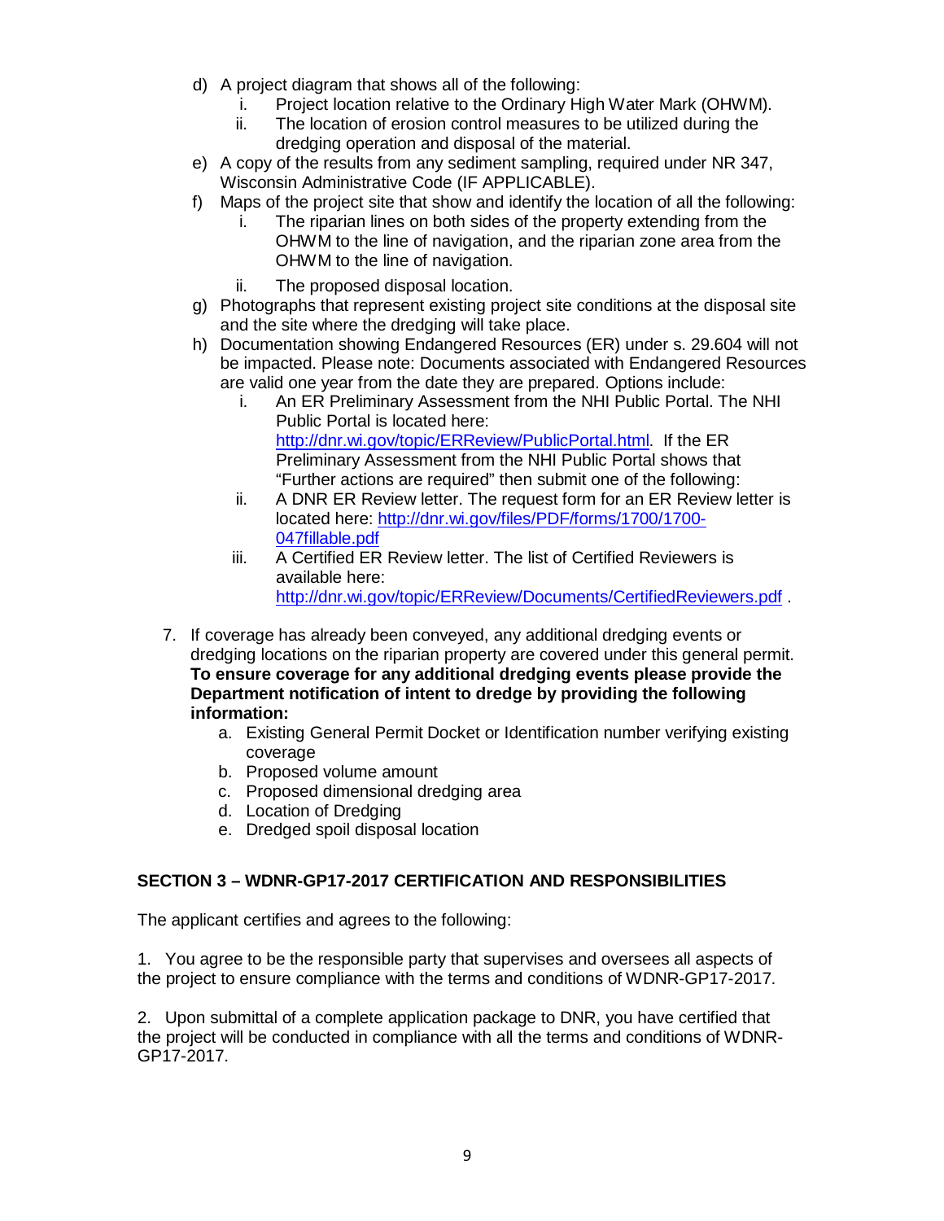d) A project diagram that shows all of the following:
   i. Project location relative to the Ordinary High Water Mark (OHWM).
   ii. The location of erosion control measures to be utilized during the dredging operation and disposal of the material.

e) A copy of the results from any sediment sampling, required under NR 347, Wisconsin Administrative Code (IF APPLICABLE).

f) Maps of the project site that show and identify the location of all the following:
   i. The riparian lines on both sides of the property extending from the OHWM to the line of navigation, and the riparian zone area from the OHWM to the line of navigation.
   ii. The proposed disposal location.

g) Photographs that represent existing project site conditions at the disposal site and the site where the dredging will take place.

h) Documentation showing Endangered Resources (ER) under s. 29.604 will not be impacted. Please note: Documents associated with Endangered Resources are valid one year from the date they are prepared. Options include:
   i. An ER Preliminary Assessment from the NHI Public Portal. The NHI Public Portal is located here: http://dnr.wi.gov/topic/ERReview/PublicPortal.html. If the ER Preliminary Assessment from the NHI Public Portal shows that "Further actions are required" then submit one of the following:
   ii. A DNR ER Review letter. The request form for an ER Review letter is located here: http://dnr.wi.gov/files/PDF/forms/1700/1700-047fillable.pdf
   iii. A Certified ER Review letter. The list of Certified Reviewers is available here: http://dnr.wi.gov/topic/ERReview/Documents/CertifiedReviewers.pdf .

7. If coverage has already been conveyed, any additional dredging events or dredging locations on the riparian property are covered under this general permit. **To ensure coverage for any additional dredging events please provide the Department notification of intent to dredge by providing the following information:**
   a. Existing General Permit Docket or Identification number verifying existing coverage
   b. Proposed volume amount
   c. Proposed dimensional dredging area
   d. Location of Dredging
   e. Dredged spoil disposal location

## SECTION 3 – WDNR-GP17-2017 CERTIFICATION AND RESPONSIBILITIES

The applicant certifies and agrees to the following:

1. You agree to be the responsible party that supervises and oversees all aspects of the project to ensure compliance with the terms and conditions of WDNR-GP17-2017.

2. Upon submittal of a complete application package to DNR, you have certified that the project will be conducted in compliance with all the terms and conditions of WDNR-GP17-2017.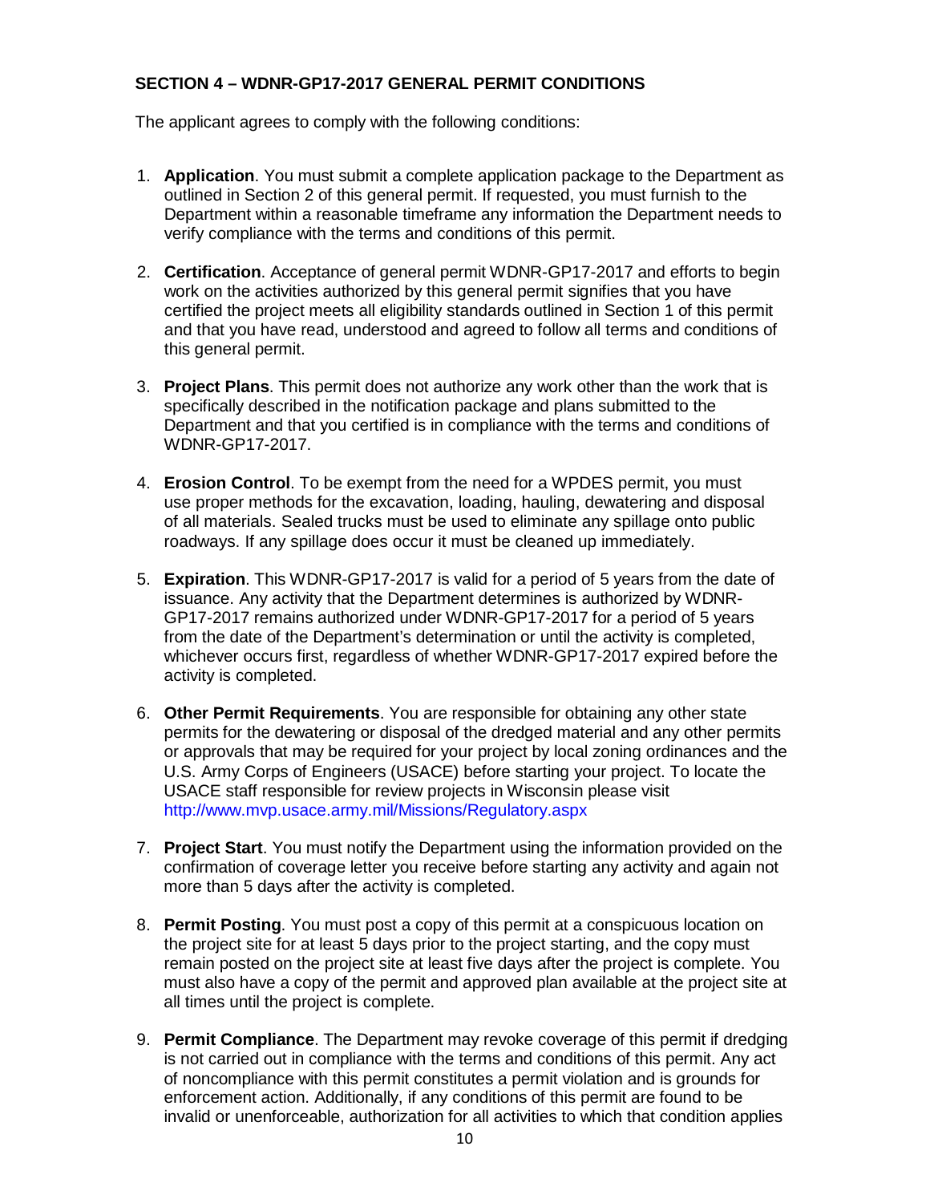## SECTION 4 – WDNR-GP17-2017 GENERAL PERMIT CONDITIONS

The applicant agrees to comply with the following conditions:

1. **Application**. You must submit a complete application package to the Department as outlined in Section 2 of this general permit. If requested, you must furnish to the Department within a reasonable timeframe any information the Department needs to verify compliance with the terms and conditions of this permit.

2. **Certification**. Acceptance of general permit WDNR-GP17-2017 and efforts to begin work on the activities authorized by this general permit signifies that you have certified the project meets all eligibility standards outlined in Section 1 of this permit and that you have read, understood and agreed to follow all terms and conditions of this general permit.

3. **Project Plans**. This permit does not authorize any work other than the work that is specifically described in the notification package and plans submitted to the Department and that you certified is in compliance with the terms and conditions of WDNR-GP17-2017.

4. **Erosion Control**. To be exempt from the need for a WPDES permit, you must use proper methods for the excavation, loading, hauling, dewatering and disposal of all materials. Sealed trucks must be used to eliminate any spillage onto public roadways. If any spillage does occur it must be cleaned up immediately.

5. **Expiration**. This WDNR-GP17-2017 is valid for a period of 5 years from the date of issuance. Any activity that the Department determines is authorized by WDNR-GP17-2017 remains authorized under WDNR-GP17-2017 for a period of 5 years from the date of the Department's determination or until the activity is completed, whichever occurs first, regardless of whether WDNR-GP17-2017 expired before the activity is completed.

6. **Other Permit Requirements**. You are responsible for obtaining any other state permits for the dewatering or disposal of the dredged material and any other permits or approvals that may be required for your project by local zoning ordinances and the U.S. Army Corps of Engineers (USACE) before starting your project. To locate the USACE staff responsible for review projects in Wisconsin please visit http://www.mvp.usace.army.mil/Missions/Regulatory.aspx

7. **Project Start**. You must notify the Department using the information provided on the confirmation of coverage letter you receive before starting any activity and again not more than 5 days after the activity is completed.

8. **Permit Posting**. You must post a copy of this permit at a conspicuous location on the project site for at least 5 days prior to the project starting, and the copy must remain posted on the project site at least five days after the project is complete. You must also have a copy of the permit and approved plan available at the project site at all times until the project is complete.

9. **Permit Compliance**. The Department may revoke coverage of this permit if dredging is not carried out in compliance with the terms and conditions of this permit. Any act of noncompliance with this permit constitutes a permit violation and is grounds for enforcement action. Additionally, if any conditions of this permit are found to be invalid or unenforceable, authorization for all activities to which that condition applies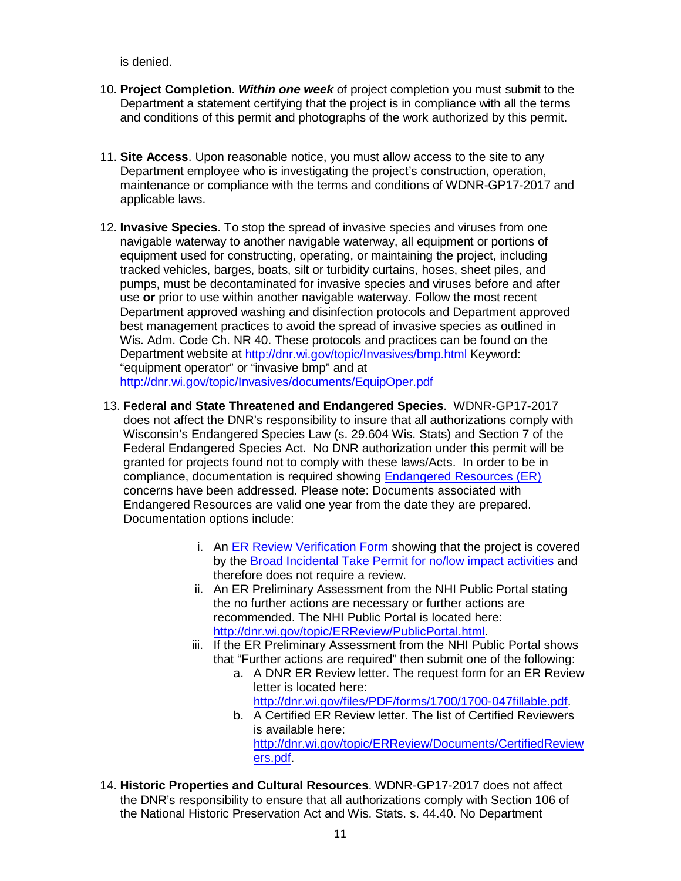is denied.

10. **Project Completion**. ***Within one week*** of project completion you must submit to the Department a statement certifying that the project is in compliance with all the terms and conditions of this permit and photographs of the work authorized by this permit.

11. **Site Access**. Upon reasonable notice, you must allow access to the site to any Department employee who is investigating the project's construction, operation, maintenance or compliance with the terms and conditions of WDNR-GP17-2017 and applicable laws.

12. **Invasive Species**. To stop the spread of invasive species and viruses from one navigable waterway to another navigable waterway, all equipment or portions of equipment used for constructing, operating, or maintaining the project, including tracked vehicles, barges, boats, silt or turbidity curtains, hoses, sheet piles, and pumps, must be decontaminated for invasive species and viruses before and after use **or** prior to use within another navigable waterway. Follow the most recent Department approved washing and disinfection protocols and Department approved best management practices to avoid the spread of invasive species as outlined in Wis. Adm. Code Ch. NR 40. These protocols and practices can be found on the Department website at http://dnr.wi.gov/topic/Invasives/bmp.html Keyword: "equipment operator" or "invasive bmp" and at http://dnr.wi.gov/topic/Invasives/documents/EquipOper.pdf

13. **Federal and State Threatened and Endangered Species**. WDNR-GP17-2017 does not affect the DNR's responsibility to insure that all authorizations comply with Wisconsin's Endangered Species Law (s. 29.604 Wis. Stats) and Section 7 of the Federal Endangered Species Act. No DNR authorization under this permit will be granted for projects found not to comply with these laws/Acts. In order to be in compliance, documentation is required showing Endangered Resources (ER) concerns have been addressed. Please note: Documents associated with Endangered Resources are valid one year from the date they are prepared. Documentation options include:

    i. An ER Review Verification Form showing that the project is covered by the Broad Incidental Take Permit for no/low impact activities and therefore does not require a review.
    ii. An ER Preliminary Assessment from the NHI Public Portal stating the no further actions are necessary or further actions are recommended. The NHI Public Portal is located here: http://dnr.wi.gov/topic/ERReview/PublicPortal.html.
    iii. If the ER Preliminary Assessment from the NHI Public Portal shows that "Further actions are required" then submit one of the following:
        a. A DNR ER Review letter. The request form for an ER Review letter is located here: http://dnr.wi.gov/files/PDF/forms/1700/1700-047fillable.pdf.
        b. A Certified ER Review letter. The list of Certified Reviewers is available here: http://dnr.wi.gov/topic/ERReview/Documents/CertifiedReviewers.pdf.

14. **Historic Properties and Cultural Resources**. WDNR-GP17-2017 does not affect the DNR's responsibility to ensure that all authorizations comply with Section 106 of the National Historic Preservation Act and Wis. Stats. s. 44.40. No Department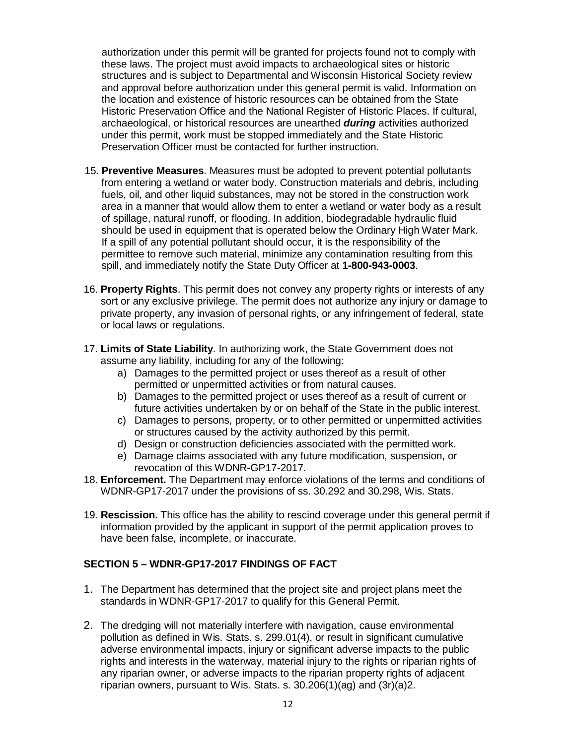authorization under this permit will be granted for projects found not to comply with these laws. The project must avoid impacts to archaeological sites or historic structures and is subject to Departmental and Wisconsin Historical Society review and approval before authorization under this general permit is valid. Information on the location and existence of historic resources can be obtained from the State Historic Preservation Office and the National Register of Historic Places. If cultural, archaeological, or historical resources are unearthed ***during*** activities authorized under this permit, work must be stopped immediately and the State Historic Preservation Officer must be contacted for further instruction.

15. **Preventive Measures**. Measures must be adopted to prevent potential pollutants from entering a wetland or water body. Construction materials and debris, including fuels, oil, and other liquid substances, may not be stored in the construction work area in a manner that would allow them to enter a wetland or water body as a result of spillage, natural runoff, or flooding. In addition, biodegradable hydraulic fluid should be used in equipment that is operated below the Ordinary High Water Mark. If a spill of any potential pollutant should occur, it is the responsibility of the permittee to remove such material, minimize any contamination resulting from this spill, and immediately notify the State Duty Officer at **1-800-943-0003**.

16. **Property Rights**. This permit does not convey any property rights or interests of any sort or any exclusive privilege. The permit does not authorize any injury or damage to private property, any invasion of personal rights, or any infringement of federal, state or local laws or regulations.

17. **Limits of State Liability**. In authorizing work, the State Government does not assume any liability, including for any of the following:
    a) Damages to the permitted project or uses thereof as a result of other permitted or unpermitted activities or from natural causes.
    b) Damages to the permitted project or uses thereof as a result of current or future activities undertaken by or on behalf of the State in the public interest.
    c) Damages to persons, property, or to other permitted or unpermitted activities or structures caused by the activity authorized by this permit.
    d) Design or construction deficiencies associated with the permitted work.
    e) Damage claims associated with any future modification, suspension, or revocation of this WDNR-GP17-2017.

18. **Enforcement.** The Department may enforce violations of the terms and conditions of WDNR-GP17-2017 under the provisions of ss. 30.292 and 30.298, Wis. Stats.

19. **Rescission.** This office has the ability to rescind coverage under this general permit if information provided by the applicant in support of the permit application proves to have been false, incomplete, or inaccurate.

## SECTION 5 – WDNR-GP17-2017 FINDINGS OF FACT

1. The Department has determined that the project site and project plans meet the standards in WDNR-GP17-2017 to qualify for this General Permit.

2. The dredging will not materially interfere with navigation, cause environmental pollution as defined in Wis. Stats. s. 299.01(4), or result in significant cumulative adverse environmental impacts, injury or significant adverse impacts to the public rights and interests in the waterway, material injury to the rights or riparian rights of any riparian owner, or adverse impacts to the riparian property rights of adjacent riparian owners, pursuant to Wis. Stats. s. 30.206(1)(ag) and (3r)(a)2.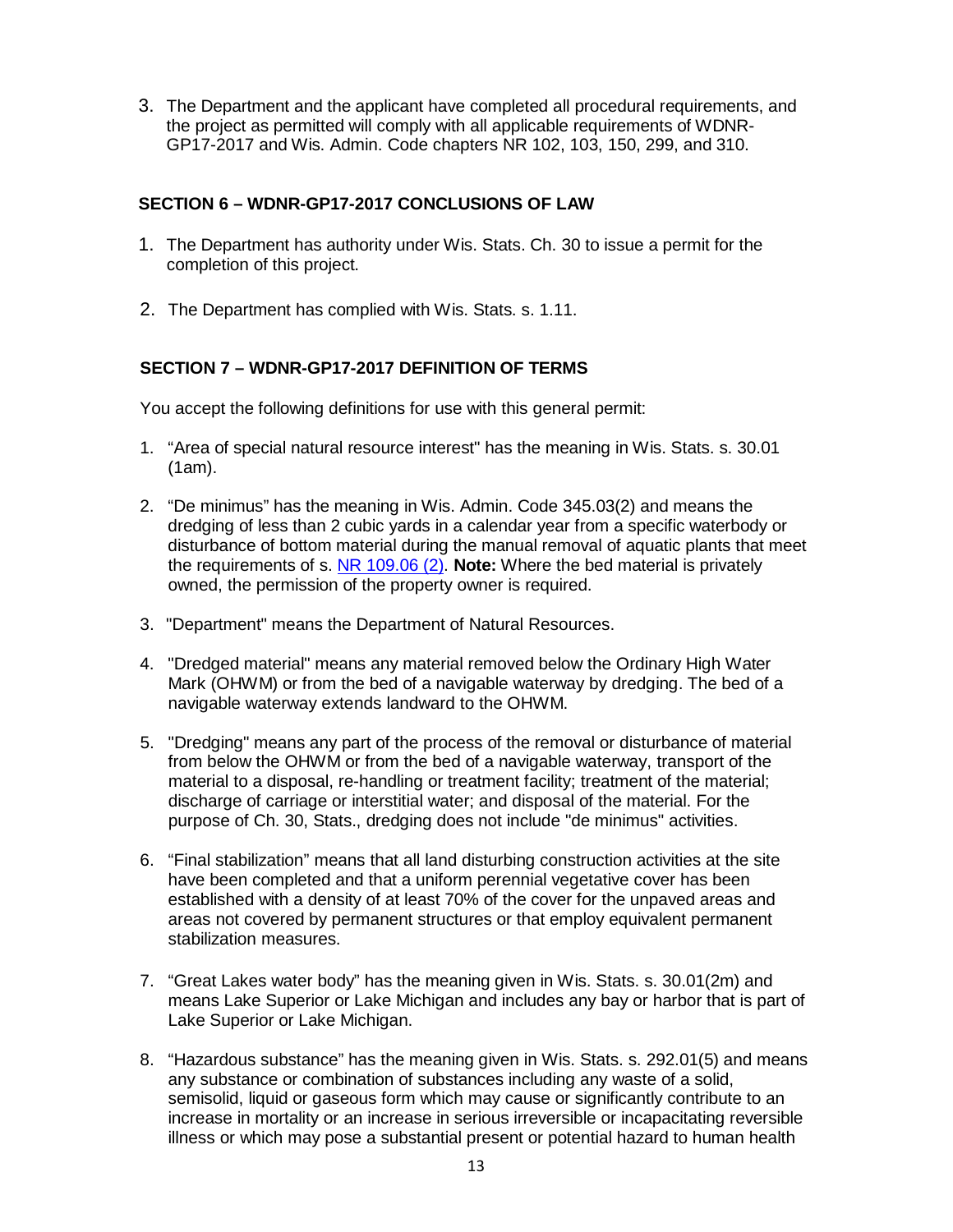3. The Department and the applicant have completed all procedural requirements, and the project as permitted will comply with all applicable requirements of WDNR-GP17-2017 and Wis. Admin. Code chapters NR 102, 103, 150, 299, and 310.

## SECTION 6 – WDNR-GP17-2017 CONCLUSIONS OF LAW

1. The Department has authority under Wis. Stats. Ch. 30 to issue a permit for the completion of this project.

2. The Department has complied with Wis. Stats. s. 1.11.

## SECTION 7 – WDNR-GP17-2017 DEFINITION OF TERMS

You accept the following definitions for use with this general permit:

1. "Area of special natural resource interest" has the meaning in Wis. Stats. s. 30.01 (1am).

2. "De minimus" has the meaning in Wis. Admin. Code 345.03(2) and means the dredging of less than 2 cubic yards in a calendar year from a specific waterbody or disturbance of bottom material during the manual removal of aquatic plants that meet the requirements of s. NR 109.06 (2). **Note:** Where the bed material is privately owned, the permission of the property owner is required.

3. "Department" means the Department of Natural Resources.

4. "Dredged material" means any material removed below the Ordinary High Water Mark (OHWM) or from the bed of a navigable waterway by dredging. The bed of a navigable waterway extends landward to the OHWM.

5. "Dredging" means any part of the process of the removal or disturbance of material from below the OHWM or from the bed of a navigable waterway, transport of the material to a disposal, re-handling or treatment facility; treatment of the material; discharge of carriage or interstitial water; and disposal of the material. For the purpose of Ch. 30, Stats., dredging does not include "de minimus" activities.

6. "Final stabilization" means that all land disturbing construction activities at the site have been completed and that a uniform perennial vegetative cover has been established with a density of at least 70% of the cover for the unpaved areas and areas not covered by permanent structures or that employ equivalent permanent stabilization measures.

7. "Great Lakes water body" has the meaning given in Wis. Stats. s. 30.01(2m) and means Lake Superior or Lake Michigan and includes any bay or harbor that is part of Lake Superior or Lake Michigan.

8. "Hazardous substance" has the meaning given in Wis. Stats. s. 292.01(5) and means any substance or combination of substances including any waste of a solid, semisolid, liquid or gaseous form which may cause or significantly contribute to an increase in mortality or an increase in serious irreversible or incapacitating reversible illness or which may pose a substantial present or potential hazard to human health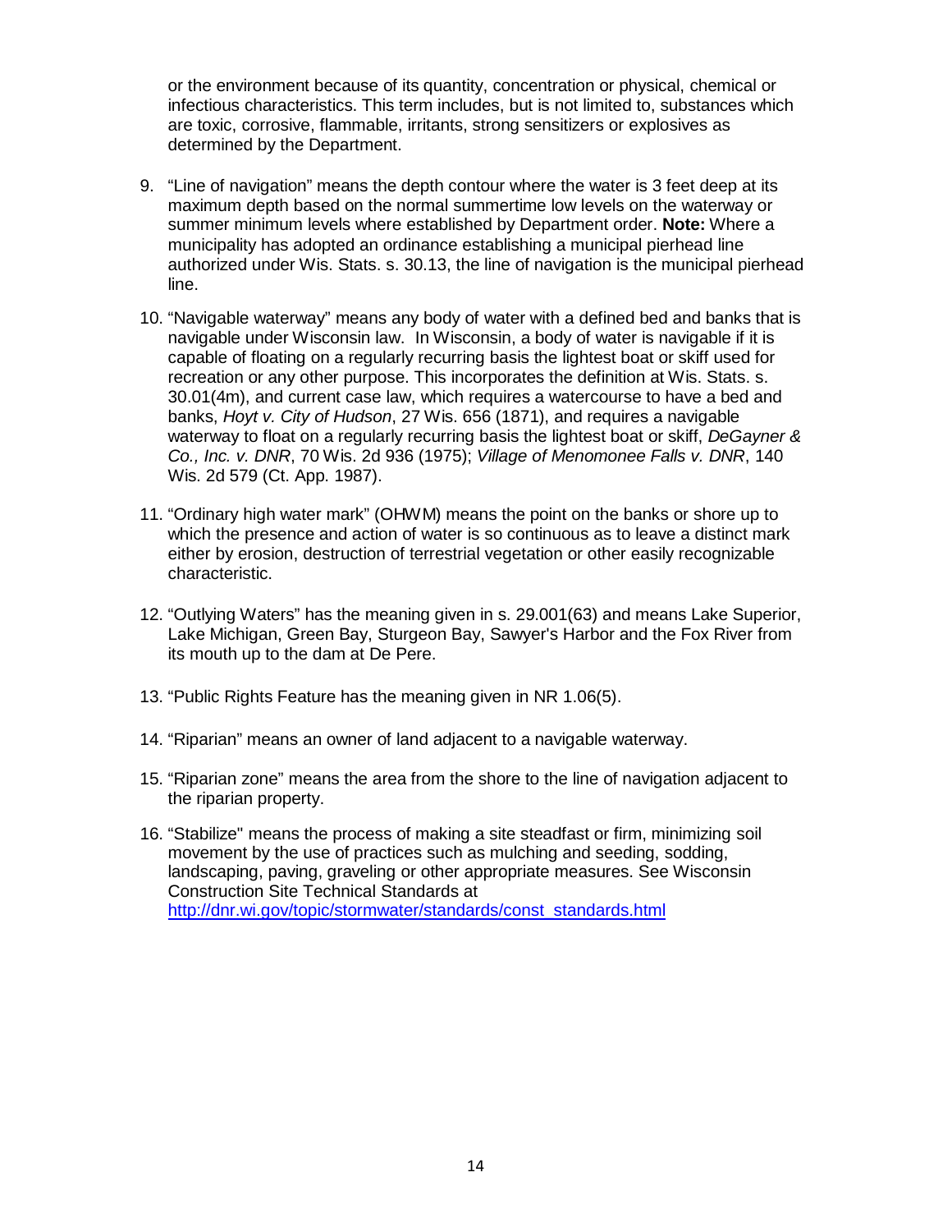or the environment because of its quantity, concentration or physical, chemical or infectious characteristics. This term includes, but is not limited to, substances which are toxic, corrosive, flammable, irritants, strong sensitizers or explosives as determined by the Department.

9. "Line of navigation" means the depth contour where the water is 3 feet deep at its maximum depth based on the normal summertime low levels on the waterway or summer minimum levels where established by Department order. **Note:** Where a municipality has adopted an ordinance establishing a municipal pierhead line authorized under Wis. Stats. s. 30.13, the line of navigation is the municipal pierhead line.

10. "Navigable waterway" means any body of water with a defined bed and banks that is navigable under Wisconsin law. In Wisconsin, a body of water is navigable if it is capable of floating on a regularly recurring basis the lightest boat or skiff used for recreation or any other purpose. This incorporates the definition at Wis. Stats. s. 30.01(4m), and current case law, which requires a watercourse to have a bed and banks, *Hoyt v. City of Hudson*, 27 Wis. 656 (1871), and requires a navigable waterway to float on a regularly recurring basis the lightest boat or skiff, *DeGayner & Co., Inc. v. DNR*, 70 Wis. 2d 936 (1975); *Village of Menomonee Falls v. DNR*, 140 Wis. 2d 579 (Ct. App. 1987).

11. "Ordinary high water mark" (OHWM) means the point on the banks or shore up to which the presence and action of water is so continuous as to leave a distinct mark either by erosion, destruction of terrestrial vegetation or other easily recognizable characteristic.

12. "Outlying Waters" has the meaning given in s. 29.001(63) and means Lake Superior, Lake Michigan, Green Bay, Sturgeon Bay, Sawyer's Harbor and the Fox River from its mouth up to the dam at De Pere.

13. "Public Rights Feature has the meaning given in NR 1.06(5).

14. "Riparian" means an owner of land adjacent to a navigable waterway.

15. "Riparian zone" means the area from the shore to the line of navigation adjacent to the riparian property.

16. "Stabilize" means the process of making a site steadfast or firm, minimizing soil movement by the use of practices such as mulching and seeding, sodding, landscaping, paving, graveling or other appropriate measures. See Wisconsin Construction Site Technical Standards at http://dnr.wi.gov/topic/stormwater/standards/const_standards.html